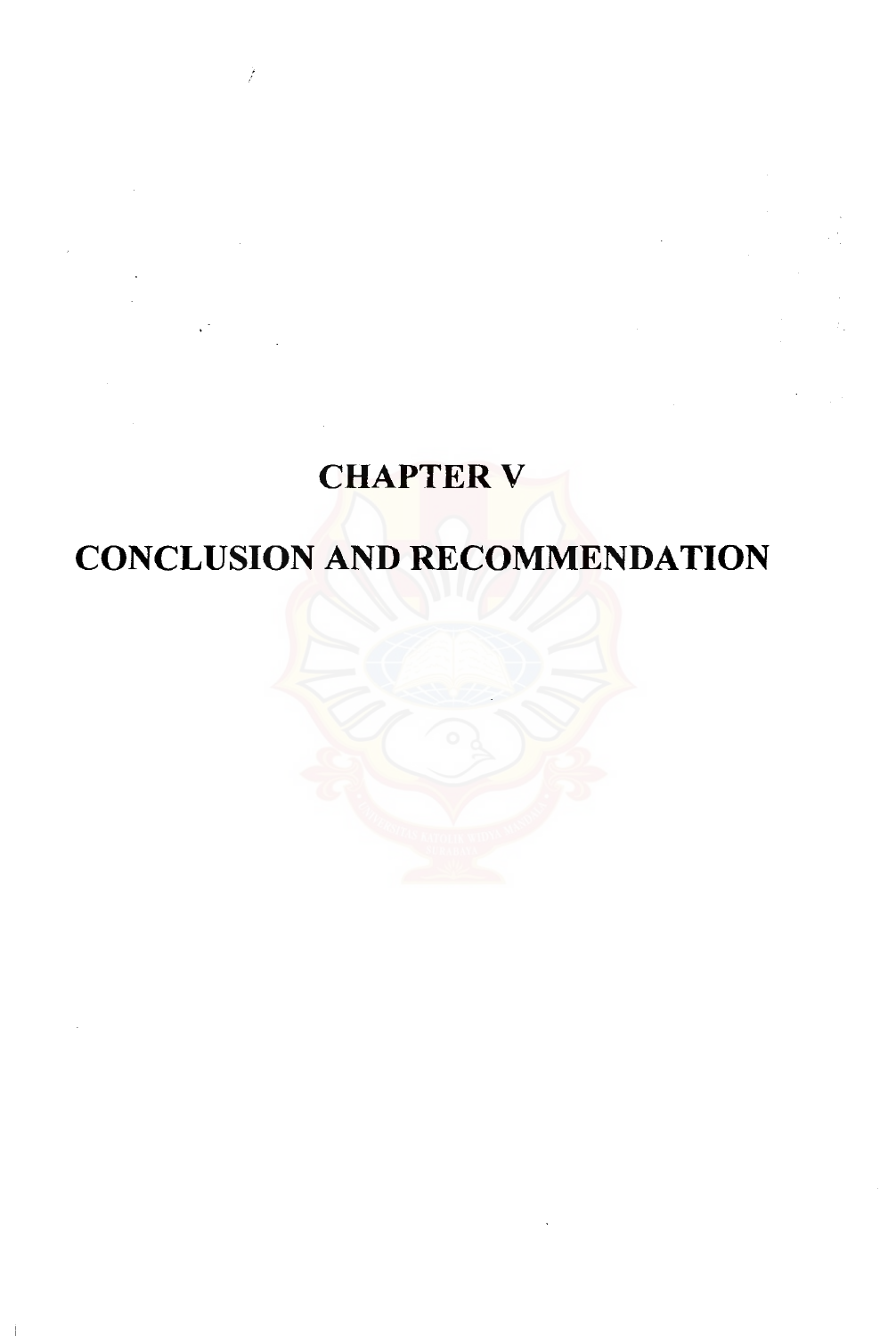# CHAPTER V

# CONCLUSION AND RECOMMENDATION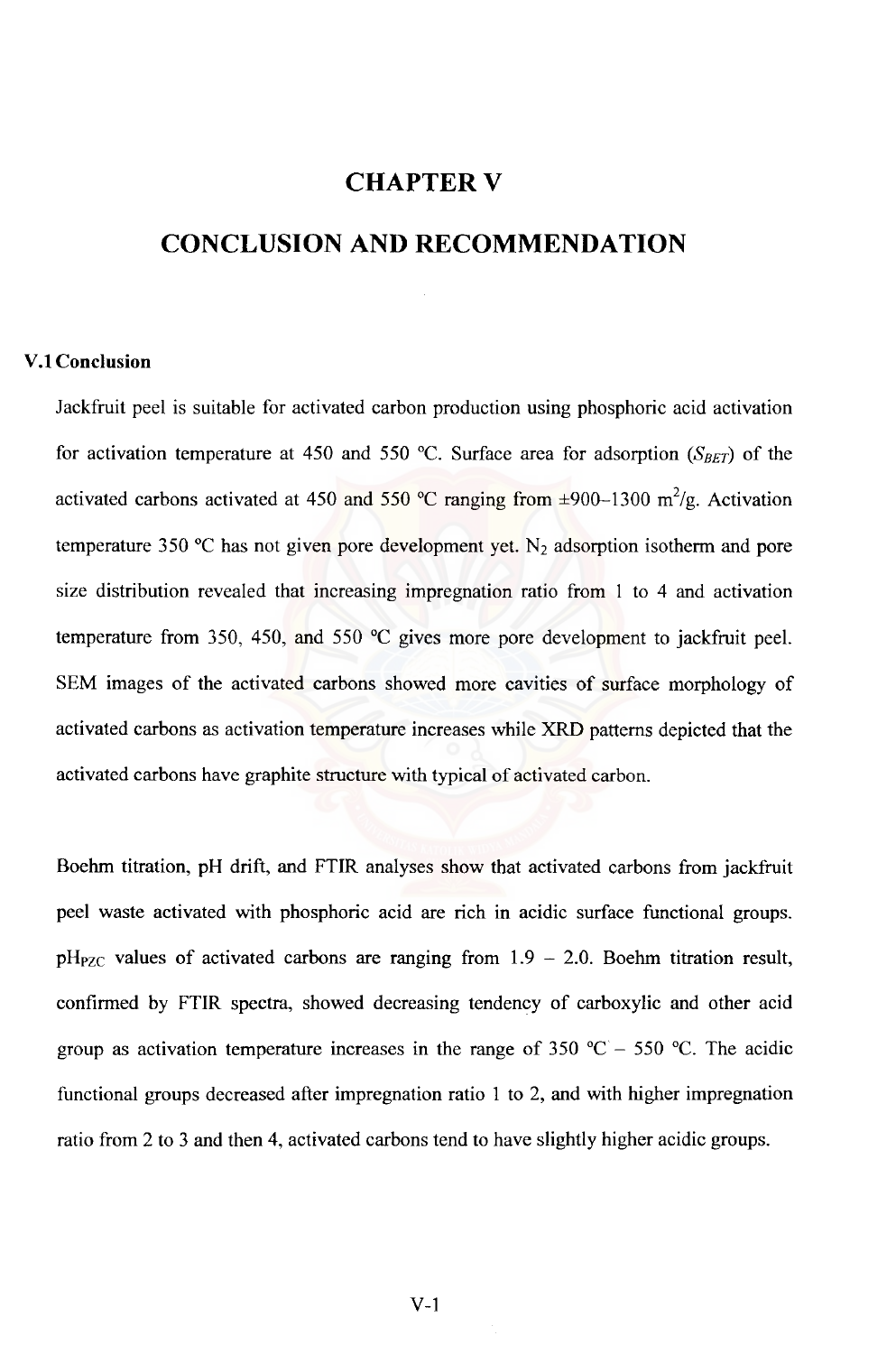# CHAPTER V

# CONCLUSION AND RECOMMENDATION

## V.1 Conclusion

Jackfruit peel is suitable for activated carbon production using phosphoric acid activation for activation temperature at 450 and 550 °C. Surface area for adsorption ($S_{BET}$) of the activated carbons activated at 450 and 550 °C ranging from ±900–1300 $m^2/g$. Activation temperature 350 °C has not given pore development yet. $N_2$ adsorption isotherm and pore size distribution revealed that increasing impregnation ratio from 1 to 4 and activation temperature from 350, 450, and 550 °C gives more pore development to jackfruit peel. SEM images of the activated carbons showed more cavities of surface morphology of activated carbons as activation temperature increases while XRD patterns depicted that the activated carbons have graphite structure with typical of activated carbon.

Boehm titration, pH drift, and FTIR analyses show that activated carbons from jackfruit peel waste activated with phosphoric acid are rich in acidic surface functional groups. $pH_{PZC}$ values of activated carbons are ranging from 1.9 – 2.0. Boehm titration result, confirmed by FTIR spectra, showed decreasing tendency of carboxylic and other acid group as activation temperature increases in the range of 350 °C – 550 °C. The acidic functional groups decreased after impregnation ratio 1 to 2, and with higher impregnation ratio from 2 to 3 and then 4, activated carbons tend to have slightly higher acidic groups.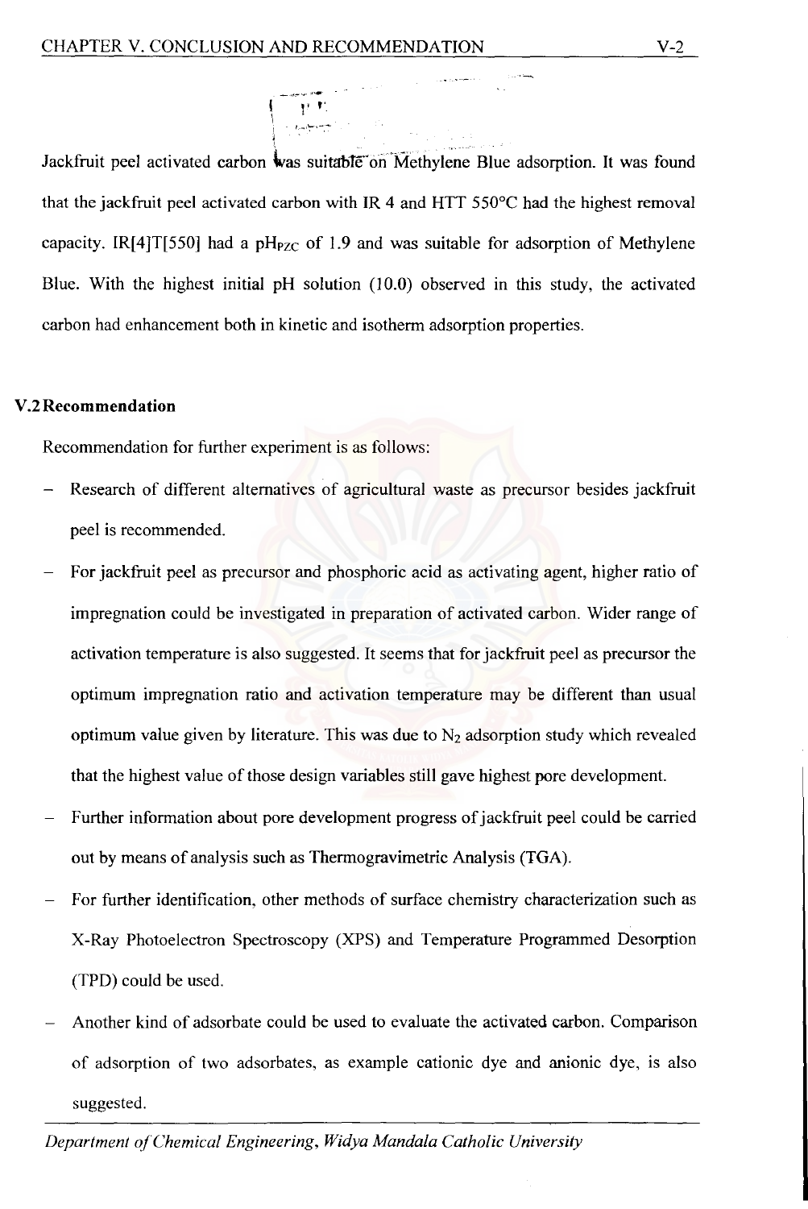Jackfruit peel activated carbon was suitable on Methylene Blue adsorption. It was found that the jackfruit peel activated carbon with IR 4 and HTT 550°C had the highest removal capacity. IR[4]T[550] had a $pH_{PZC}$ of 1.9 and was suitable for adsorption of Methylene Blue. With the highest initial pH solution (10.0) observed in this study, the activated carbon had enhancement both in kinetic and isotherm adsorption properties.

## V.2 Recommendation

Recommendation for further experiment is as follows:

- Research of different alternatives of agricultural waste as precursor besides jackfruit peel is recommended.
- For jackfruit peel as precursor and phosphoric acid as activating agent, higher ratio of impregnation could be investigated in preparation of activated carbon. Wider range of activation temperature is also suggested. It seems that for jackfruit peel as precursor the optimum impregnation ratio and activation temperature may be different than usual optimum value given by literature. This was due to $N_2$ adsorption study which revealed that the highest value of those design variables still gave highest pore development.
- Further information about pore development progress of jackfruit peel could be carried out by means of analysis such as Thermogravimetric Analysis (TGA).
- For further identification, other methods of surface chemistry characterization such as X-Ray Photoelectron Spectroscopy (XPS) and Temperature Programmed Desorption (TPD) could be used.
- Another kind of adsorbate could be used to evaluate the activated carbon. Comparison of adsorption of two adsorbates, as example cationic dye and anionic dye, is also suggested.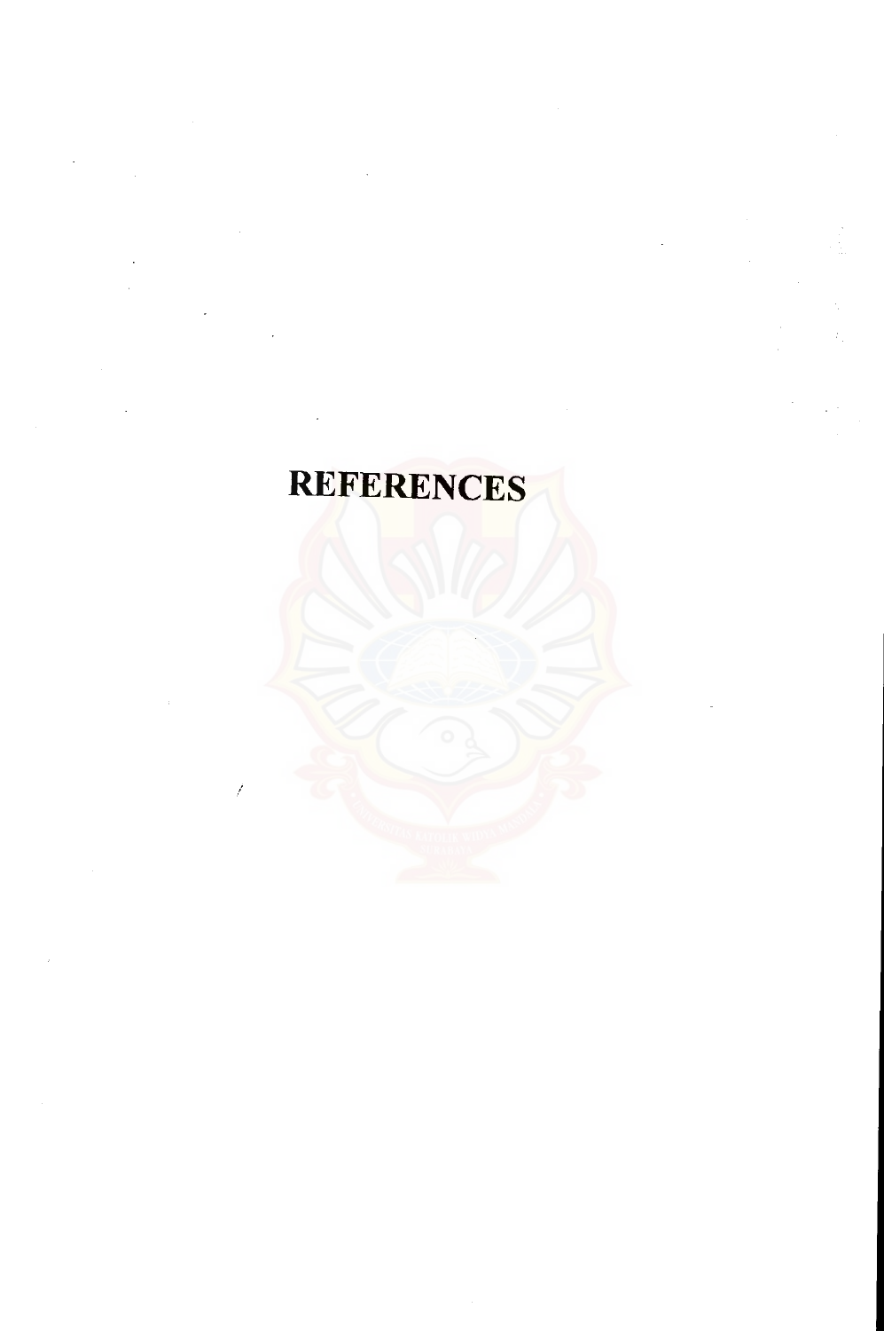# REFERENCES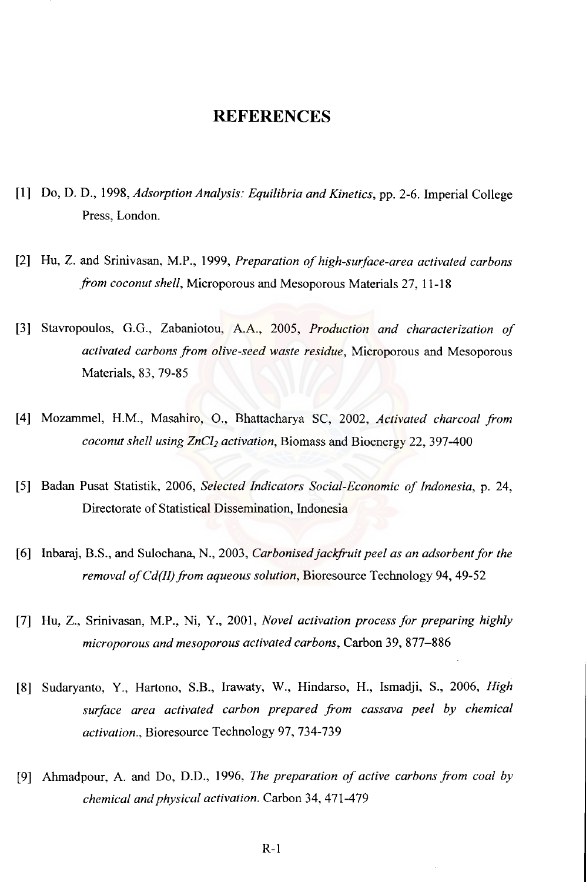# REFERENCES

[1] Do, D. D., 1998, *Adsorption Analysis: Equilibria and Kinetics*, pp. 2-6. Imperial College Press, London.

[2] Hu, Z. and Srinivasan, M.P., 1999, *Preparation of high-surface-area activated carbons from coconut shell*, Microporous and Mesoporous Materials 27, 11-18

[3] Stavropoulos, G.G., Zabaniotou, A.A., 2005, *Production and characterization of activated carbons from olive-seed waste residue*, Microporous and Mesoporous Materials, 83, 79-85

[4] Mozammel, H.M., Masahiro, O., Bhattacharya SC, 2002, *Activated charcoal from coconut shell using $ZnCl_2$ activation*, Biomass and Bioenergy 22, 397-400

[5] Badan Pusat Statistik, 2006, *Selected Indicators Social-Economic of Indonesia*, p. 24, Directorate of Statistical Dissemination, Indonesia

[6] Inbaraj, B.S., and Sulochana, N., 2003, *Carbonised jackfruit peel as an adsorbent for the removal of Cd(II) from aqueous solution*, Bioresource Technology 94, 49-52

[7] Hu, Z., Srinivasan, M.P., Ni, Y., 2001, *Novel activation process for preparing highly microporous and mesoporous activated carbons*, Carbon 39, 877–886

[8] Sudaryanto, Y., Hartono, S.B., Irawaty, W., Hindarso, H., Ismadji, S., 2006, *High surface area activated carbon prepared from cassava peel by chemical activation.*, Bioresource Technology 97, 734-739

[9] Ahmadpour, A. and Do, D.D., 1996, *The preparation of active carbons from coal by chemical and physical activation.* Carbon 34, 471-479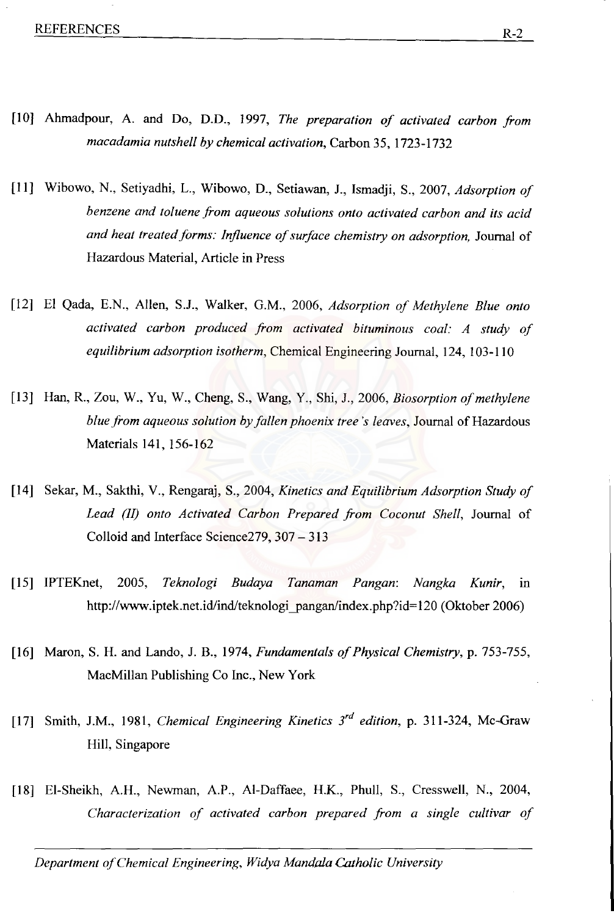[10] Ahmadpour, A. and Do, D.D., 1997, *The preparation of activated carbon from macadamia nutshell by chemical activation*, Carbon 35, 1723-1732

[11] Wibowo, N., Setiyadhi, L., Wibowo, D., Setiawan, J., Ismadji, S., 2007, *Adsorption of benzene and toluene from aqueous solutions onto activated carbon and its acid and heat treated forms: Influence of surface chemistry on adsorption,* Journal of Hazardous Material, Article in Press

[12] El Qada, E.N., Allen, S.J., Walker, G.M., 2006, *Adsorption of Methylene Blue onto activated carbon produced from activated bituminous coal: A study of equilibrium adsorption isotherm*, Chemical Engineering Journal, 124, 103-110

[13] Han, R., Zou, W., Yu, W., Cheng, S., Wang, Y., Shi, J., 2006, *Biosorption of methylene blue from aqueous solution by fallen phoenix tree's leaves*, Journal of Hazardous Materials 141, 156-162

[14] Sekar, M., Sakthi, V., Rengaraj, S., 2004, *Kinetics and Equilibrium Adsorption Study of Lead (II) onto Activated Carbon Prepared from Coconut Shell*, Journal of Colloid and Interface Science279, 307 – 313

[15] IPTEKnet, 2005, *Teknologi Budaya Tanaman Pangan*: *Nangka Kunir*, in http://www.iptek.net.id/ind/teknologi_pangan/index.php?id=120 (Oktober 2006)

[16] Maron, S. H. and Lando, J. B., 1974, *Fundamentals of Physical Chemistry*, p. 753-755, MacMillan Publishing Co Inc., New York

[17] Smith, J.M., 1981, *Chemical Engineering Kinetics 3rd edition*, p. 311-324, Mc-Graw Hill, Singapore

[18] El-Sheikh, A.H., Newman, A.P., Al-Daffaee, H.K., Phull, S., Cresswell, N., 2004, *Characterization of activated carbon prepared from a single cultivar of*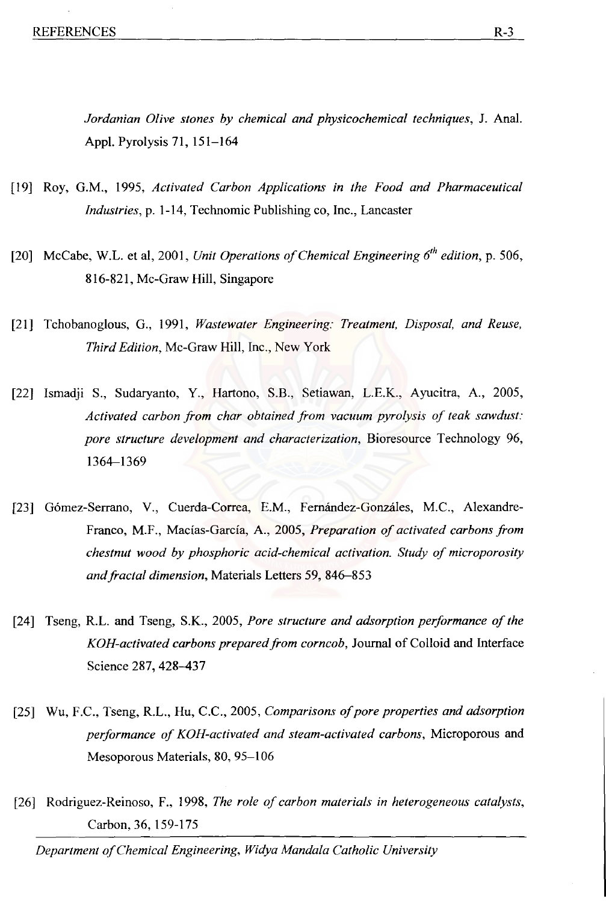*Jordanian Olive stones by chemical and physicochemical techniques*, J. Anal. Appl. Pyrolysis 71, 151–164

[19] Roy, G.M., 1995, *Activated Carbon Applications in the Food and Pharmaceutical Industries*, p. 1-14, Technomic Publishing co, Inc., Lancaster

[20] McCabe, W.L. et al, 2001, *Unit Operations of Chemical Engineering 6$^{th}$ edition*, p. 506, 816-821, Mc-Graw Hill, Singapore

[21] Tchobanoglous, G., 1991, *Wastewater Engineering: Treatment, Disposal, and Reuse, Third Edition*, Mc-Graw Hill, Inc., New York

[22] Ismadji S., Sudaryanto, Y., Hartono, S.B., Setiawan, L.E.K., Ayucitra, A., 2005, *Activated carbon from char obtained from vacuum pyrolysis of teak sawdust: pore structure development and characterization*, Bioresource Technology 96, 1364–1369

[23] Gómez-Serrano, V., Cuerda-Correa, E.M., Fernández-Gonzáles, M.C., Alexandre-Franco, M.F., Macías-García, A., 2005, *Preparation of activated carbons from chestnut wood by phosphoric acid-chemical activation. Study of microporosity and fractal dimension*, Materials Letters 59, 846–853

[24] Tseng, R.L. and Tseng, S.K., 2005, *Pore structure and adsorption performance of the KOH-activated carbons prepared from corncob*, Journal of Colloid and Interface Science 287, 428–437

[25] Wu, F.C., Tseng, R.L., Hu, C.C., 2005, *Comparisons of pore properties and adsorption performance of KOH-activated and steam-activated carbons*, Microporous and Mesoporous Materials, 80, 95–106

[26] Rodriguez-Reinoso, F., 1998, *The role of carbon materials in heterogeneous catalysts*, Carbon, 36, 159-175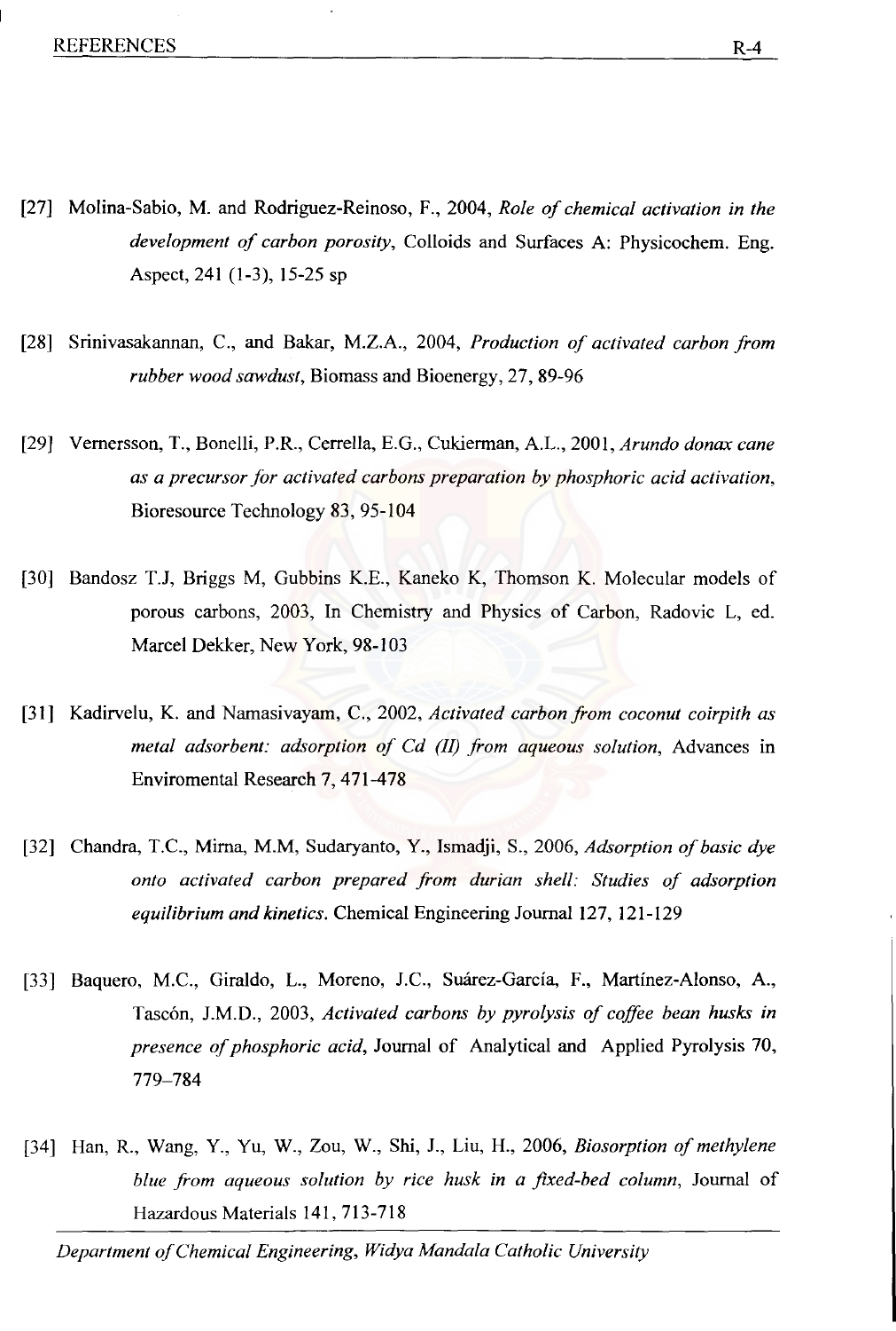[27] Molina-Sabio, M. and Rodriguez-Reinoso, F., 2004, *Role of chemical activation in the development of carbon porosity*, Colloids and Surfaces A: Physicochem. Eng. Aspect, 241 (1-3), 15-25 sp

[28] Srinivasakannan, C., and Bakar, M.Z.A., 2004, *Production of activated carbon from rubber wood sawdust*, Biomass and Bioenergy, 27, 89-96

[29] Vernersson, T., Bonelli, P.R., Cerrella, E.G., Cukierman, A.L., 2001, *Arundo donax cane as a precursor for activated carbons preparation by phosphoric acid activation*, Bioresource Technology 83, 95-104

[30] Bandosz T.J, Briggs M, Gubbins K.E., Kaneko K, Thomson K. Molecular models of porous carbons, 2003, In Chemistry and Physics of Carbon, Radovic L, ed. Marcel Dekker, New York, 98-103

[31] Kadirvelu, K. and Namasivayam, C., 2002, *Activated carbon from coconut coirpith as metal adsorbent: adsorption of Cd (II) from aqueous solution*, Advances in Enviromental Research 7, 471-478

[32] Chandra, T.C., Mirna, M.M, Sudaryanto, Y., Ismadji, S., 2006, *Adsorption of basic dye onto activated carbon prepared from durian shell: Studies of adsorption equilibrium and kinetics*. Chemical Engineering Journal 127, 121-129

[33] Baquero, M.C., Giraldo, L., Moreno, J.C., Suárez-García, F., Martínez-Alonso, A., Tascón, J.M.D., 2003, *Activated carbons by pyrolysis of coffee bean husks in presence of phosphoric acid*, Journal of Analytical and Applied Pyrolysis 70, 779–784

[34] Han, R., Wang, Y., Yu, W., Zou, W., Shi, J., Liu, H., 2006, *Biosorption of methylene blue from aqueous solution by rice husk in a fixed-bed column*, Journal of Hazardous Materials 141, 713-718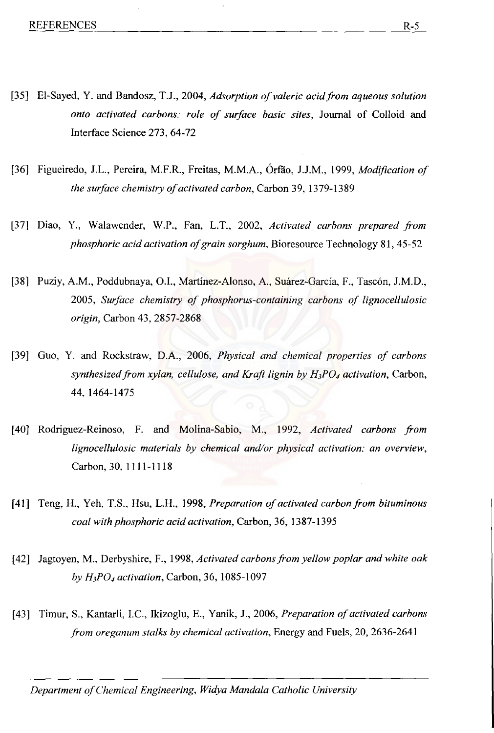[35] El-Sayed, Y. and Bandosz, T.J., 2004, *Adsorption of valeric acid from aqueous solution onto activated carbons: role of surface basic sites*, Journal of Colloid and Interface Science 273, 64-72

[36] Figueiredo, J.L., Pereira, M.F.R., Freitas, M.M.A., Órfão, J.J.M., 1999, *Modification of the surface chemistry of activated carbon*, Carbon 39, 1379-1389

[37] Diao, Y., Walawender, W.P., Fan, L.T., 2002, *Activated carbons prepared from phosphoric acid activation of grain sorghum*, Bioresource Technology 81, 45-52

[38] Puziy, A.M., Poddubnaya, O.I., Martínez-Alonso, A., Suárez-García, F., Tascón, J.M.D., 2005, *Surface chemistry of phosphorus-containing carbons of lignocellulosic origin*, Carbon 43, 2857-2868

[39] Guo, Y. and Rockstraw, D.A., 2006, *Physical and chemical properties of carbons synthesized from xylan, cellulose, and Kraft lignin by $H_3PO_4$ activation*, Carbon, 44, 1464-1475

[40] Rodriguez-Reinoso, F. and Molina-Sabio, M., 1992, *Activated carbons from lignocellulosic materials by chemical and/or physical activation: an overview*, Carbon, 30, 1111-1118

[41] Teng, H., Yeh, T.S., Hsu, L.H., 1998, *Preparation of activated carbon from bituminous coal with phosphoric acid activation*, Carbon, 36, 1387-1395

[42] Jagtoyen, M., Derbyshire, F., 1998, *Activated carbons from yellow poplar and white oak by $H_3PO_4$ activation*, Carbon, 36, 1085-1097

[43] Timur, S., Kantarli, I.C., Ikizoglu, E., Yanik, J., 2006, *Preparation of activated carbons from oreganum stalks by chemical activation*, Energy and Fuels, 20, 2636-2641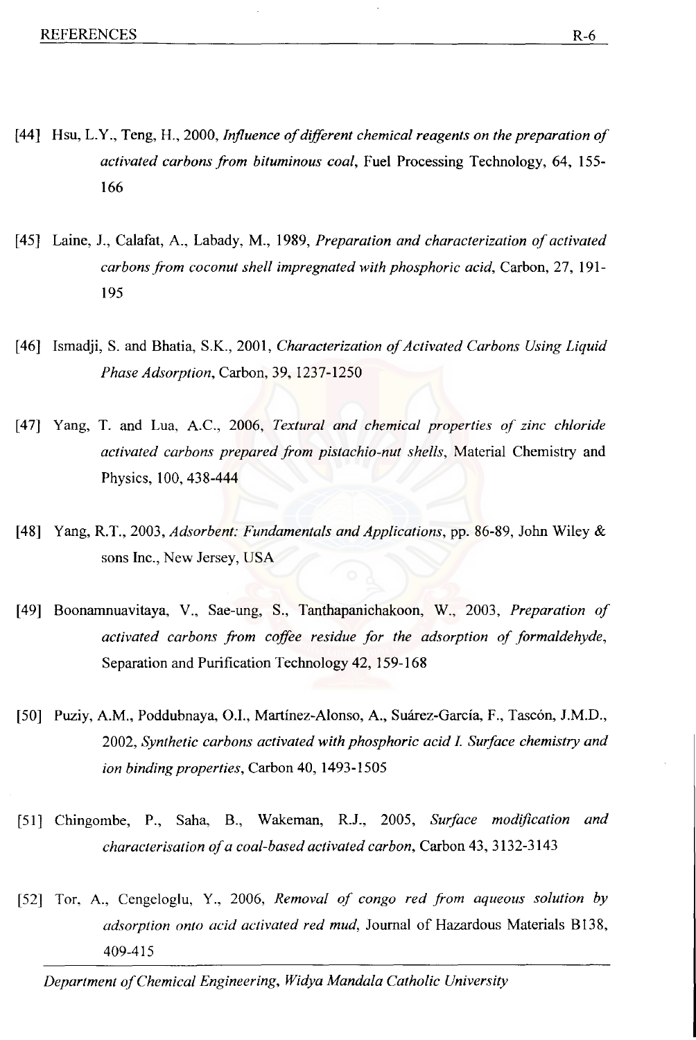[44] Hsu, L.Y., Teng, H., 2000, *Influence of different chemical reagents on the preparation of activated carbons from bituminous coal*, Fuel Processing Technology, 64, 155-166

[45] Laine, J., Calafat, A., Labady, M., 1989, *Preparation and characterization of activated carbons from coconut shell impregnated with phosphoric acid*, Carbon, 27, 191-195

[46] Ismadji, S. and Bhatia, S.K., 2001, *Characterization of Activated Carbons Using Liquid Phase Adsorption*, Carbon, 39, 1237-1250

[47] Yang, T. and Lua, A.C., 2006, *Textural and chemical properties of zinc chloride activated carbons prepared from pistachio-nut shells*, Material Chemistry and Physics, 100, 438-444

[48] Yang, R.T., 2003, *Adsorbent: Fundamentals and Applications*, pp. 86-89, John Wiley & sons Inc., New Jersey, USA

[49] Boonamnuavitaya, V., Sae-ung, S., Tanthapanichakoon, W., 2003, *Preparation of activated carbons from coffee residue for the adsorption of formaldehyde*, Separation and Purification Technology 42, 159-168

[50] Puziy, A.M., Poddubnaya, O.I., Martínez-Alonso, A., Suárez-García, F., Tascón, J.M.D., 2002, *Synthetic carbons activated with phosphoric acid I. Surface chemistry and ion binding properties*, Carbon 40, 1493-1505

[51] Chingombe, P., Saha, B., Wakeman, R.J., 2005, *Surface modification and characterisation of a coal-based activated carbon*, Carbon 43, 3132-3143

[52] Tor, A., Cengeloglu, Y., 2006, *Removal of congo red from aqueous solution by adsorption onto acid activated red mud*, Journal of Hazardous Materials B138, 409-415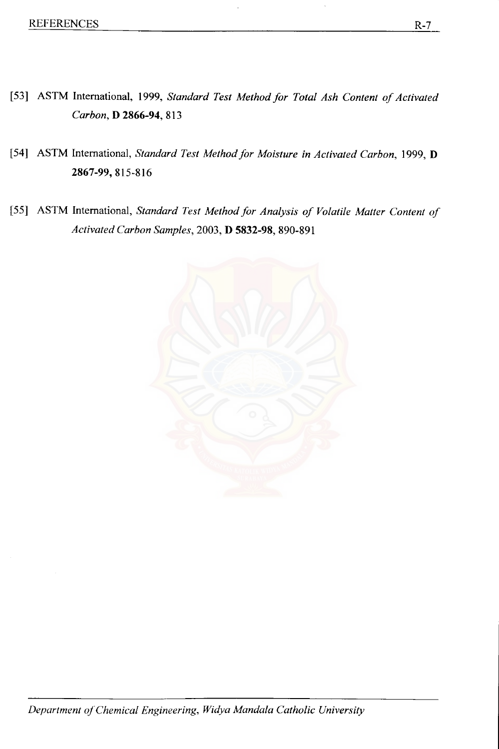[53] ASTM International, 1999, *Standard Test Method for Total Ash Content of Activated Carbon*, **D 2866-94**, 813

[54] ASTM International, *Standard Test Method for Moisture in Activated Carbon*, 1999, **D 2867-99,** 815-816

[55] ASTM International, *Standard Test Method for Analysis of Volatile Matter Content of Activated Carbon Samples*, 2003, **D 5832-98**, 890-891